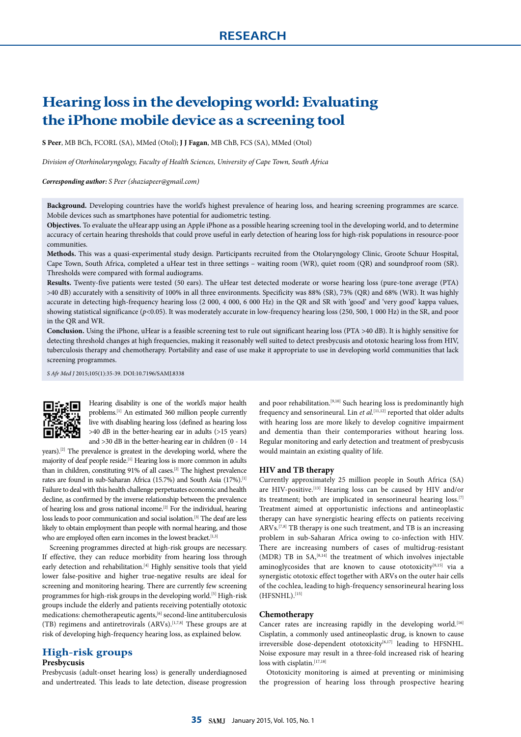# Hearing loss in the developing world: Evaluating the iPhone mobile device as a screening tool

**S Peer**, MB BCh, FCORL (SA), MMed (Otol); **J J Fagan**, MB ChB, FCS (SA), MMed (Otol)

*Division of Otorhinolaryngology, Faculty of Health Sciences, University of Cape Town, South Africa*

***Corresponding author:*** *S Peer (shaziapeer@gmail.com)*

**Background.** Developing countries have the world's highest prevalence of hearing loss, and hearing screening programmes are scarce. Mobile devices such as smartphones have potential for audiometric testing.

**Objectives.** To evaluate the uHear app using an Apple iPhone as a possible hearing screening tool in the developing world, and to determine accuracy of certain hearing thresholds that could prove useful in early detection of hearing loss for high-risk populations in resource-poor communities.

**Methods.** This was a quasi-experimental study design. Participants recruited from the Otolaryngology Clinic, Groote Schuur Hospital, Cape Town, South Africa, completed a uHear test in three settings – waiting room (WR), quiet room (QR) and soundproof room (SR). Thresholds were compared with formal audiograms.

**Results.** Twenty-five patients were tested (50 ears). The uHear test detected moderate or worse hearing loss (pure-tone average (PTA) >40 dB) accurately with a sensitivity of 100% in all three environments. Specificity was 88% (SR), 73% (QR) and 68% (WR). It was highly accurate in detecting high-frequency hearing loss (2 000, 4 000, 6 000 Hz) in the QR and SR with 'good' and 'very good' kappa values, showing statistical significance ($p$<0.05). It was moderately accurate in low-frequency hearing loss (250, 500, 1 000 Hz) in the SR, and poor in the QR and WR.

**Conclusion.** Using the iPhone, uHear is a feasible screening test to rule out significant hearing loss (PTA >40 dB). It is highly sensitive for detecting threshold changes at high frequencies, making it reasonably well suited to detect presbycusis and ototoxic hearing loss from HIV, tuberculosis therapy and chemotherapy. Portability and ease of use make it appropriate to use in developing world communities that lack screening programmes.

*S Afr Med J* 2015;105(1):35-39. DOI:10.7196/SAMJ.8338

Hearing disability is one of the world's major health problems.[1] An estimated 360 million people currently live with disabling hearing loss (defined as hearing loss >40 dB in the better-hearing ear in adults (>15 years) and >30 dB in the better-hearing ear in children (0 - 14 years).[2] The prevalence is greatest in the developing world, where the majority of deaf people reside.[1] Hearing loss is more common in adults than in children, constituting 91% of all cases.[2] The highest prevalence rates are found in sub-Saharan Africa (15.7%) and South Asia (17%).[1] Failure to deal with this health challenge perpetuates economic and health decline, as confirmed by the inverse relationship between the prevalence of hearing loss and gross national income.[2] For the individual, hearing loss leads to poor communication and social isolation.[3] The deaf are less likely to obtain employment than people with normal hearing, and those who are employed often earn incomes in the lowest bracket.[1,3]

Screening programmes directed at high-risk groups are necessary. If effective, they can reduce morbidity from hearing loss through early detection and rehabilitation.[4] Highly sensitive tools that yield lower false-positive and higher true-negative results are ideal for screening and monitoring hearing. There are currently few screening programmes for high-risk groups in the developing world.[5] High-risk groups include the elderly and patients receiving potentially ototoxic medications: chemotherapeutic agents,[6] second-line antituberculosis (TB) regimens and antiretrovirals (ARVs).[1,7,8] These groups are at risk of developing high-frequency hearing loss, as explained below.

## High-risk groups

### Presbycusis

Presbycusis (adult-onset hearing loss) is generally underdiagnosed and undertreated. This leads to late detection, disease progression and poor rehabilitation.[9,10] Such hearing loss is predominantly high frequency and sensorineural. Lin *et al.*[11,12] reported that older adults with hearing loss are more likely to develop cognitive impairment and dementia than their contemporaries without hearing loss. Regular monitoring and early detection and treatment of presbycusis would maintain an existing quality of life.

### HIV and TB therapy

Currently approximately 25 million people in South Africa (SA) are HIV-positive.[13] Hearing loss can be caused by HIV and/or its treatment; both are implicated in sensorineural hearing loss.[7] Treatment aimed at opportunistic infections and antineoplastic therapy can have synergistic hearing effects on patients receiving ARVs.[7,8] TB therapy is one such treatment, and TB is an increasing problem in sub-Saharan Africa owing to co-infection with HIV. There are increasing numbers of cases of multidrug-resistant (MDR) TB in SA,[8,14] the treatment of which involves injectable aminoglycosides that are known to cause ototoxicity[8,15] via a synergistic ototoxic effect together with ARVs on the outer hair cells of the cochlea, leading to high-frequency sensorineural hearing loss (HFSNHL).[15]

### Chemotherapy

Cancer rates are increasing rapidly in the developing world.[16] Cisplatin, a commonly used antineoplastic drug, is known to cause irreversible dose-dependent ototoxicity[6,17] leading to HFSNHL. Noise exposure may result in a three-fold increased risk of hearing loss with cisplatin.[17,18]

Ototoxicity monitoring is aimed at preventing or minimising the progression of hearing loss through prospective hearing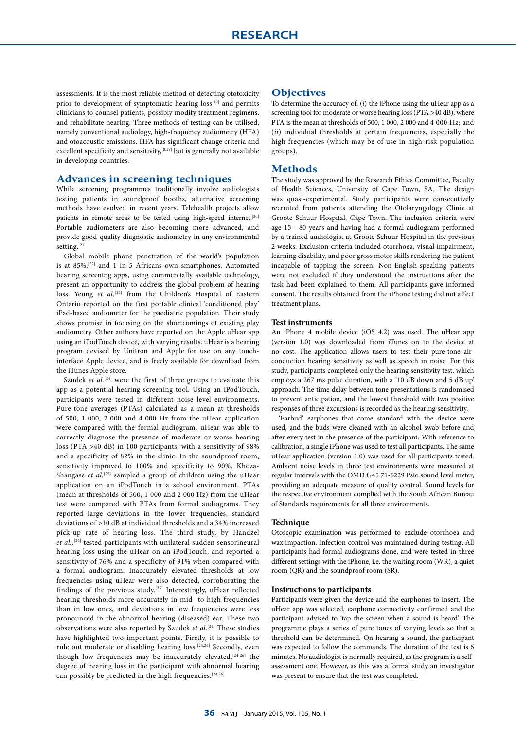assessments. It is the most reliable method of detecting ototoxicity prior to development of symptomatic hearing loss[19] and permits clinicians to counsel patients, possibly modify treatment regimens, and rehabilitate hearing. Three methods of testing can be utilised, namely conventional audiology, high-frequency audiometry (HFA) and otoacoustic emissions. HFA has significant change criteria and excellent specificity and sensitivity,[8,19] but is generally not available in developing countries.

## Advances in screening techniques

While screening programmes traditionally involve audiologists testing patients in soundproof booths, alternative screening methods have evolved in recent years. Telehealth projects allow patients in remote areas to be tested using high-speed internet.[20] Portable audiometers are also becoming more advanced, and provide good-quality diagnostic audiometry in any environmental setting.[21]

Global mobile phone penetration of the world's population is at 85%,[22] and 1 in 5 Africans own smartphones. Automated hearing screening apps, using commercially available technology, present an opportunity to address the global problem of hearing loss. Yeung *et al.*[23] from the Children's Hospital of Eastern Ontario reported on the first portable clinical 'conditioned play' iPad-based audiometer for the paediatric population. Their study shows promise in focusing on the shortcomings of existing play audiometry. Other authors have reported on the Apple uHear app using an iPodTouch device, with varying results. uHear is a hearing program devised by Unitron and Apple for use on any touch-interface Apple device, and is freely available for download from the iTunes Apple store.

Szudek *et al.*[24] were the first of three groups to evaluate this app as a potential hearing screening tool. Using an iPodTouch, participants were tested in different noise level environments. Pure-tone averages (PTAs) calculated as a mean at thresholds of 500, 1 000, 2 000 and 4 000 Hz from the uHear application were compared with the formal audiogram. uHear was able to correctly diagnose the presence of moderate or worse hearing loss (PTA >40 dB) in 100 participants, with a sensitivity of 98% and a specificity of 82% in the clinic. In the soundproof room, sensitivity improved to 100% and specificity to 90%. Khoza-Shangase *et al.*[25] sampled a group of children using the uHear application on an iPodTouch in a school environment. PTAs (mean at thresholds of 500, 1 000 and 2 000 Hz) from the uHear test were compared with PTAs from formal audiograms. They reported large deviations in the lower frequencies, standard deviations of >10 dB at individual thresholds and a 34% increased pick-up rate of hearing loss. The third study, by Handzel *et al.*,[26] tested participants with unilateral sudden sensorineural hearing loss using the uHear on an iPodTouch, and reported a sensitivity of 76% and a specificity of 91% when compared with a formal audiogram. Inaccurately elevated thresholds at low frequencies using uHear were also detected, corroborating the findings of the previous study.[25] Interestingly, uHear reflected hearing thresholds more accurately in mid- to high frequencies than in low ones, and deviations in low frequencies were less pronounced in the abnormal-hearing (diseased) ear. These two observations were also reported by Szudek *et al.*[24] These studies have highlighted two important points. Firstly, it is possible to rule out moderate or disabling hearing loss.[24,26] Secondly, even though low frequencies may be inaccurately elevated,[24-26] the degree of hearing loss in the participant with abnormal hearing can possibly be predicted in the high frequencies.[24,26]

## Objectives

To determine the accuracy of: (*i*) the iPhone using the uHear app as a screening tool for moderate or worse hearing loss (PTA >40 dB), where PTA is the mean at thresholds of 500, 1 000, 2 000 and 4 000 Hz; and (*ii*) individual thresholds at certain frequencies, especially the high frequencies (which may be of use in high-risk population groups).

## Methods

The study was approved by the Research Ethics Committee, Faculty of Health Sciences, University of Cape Town, SA. The design was quasi-experimental. Study participants were consecutively recruited from patients attending the Otolaryngology Clinic at Groote Schuur Hospital, Cape Town. The inclusion criteria were age 15 - 80 years and having had a formal audiogram performed by a trained audiologist at Groote Schuur Hospital in the previous 2 weeks. Exclusion criteria included otorrhoea, visual impairment, learning disability, and poor gross motor skills rendering the patient incapable of tapping the screen. Non-English-speaking patients were not excluded if they understood the instructions after the task had been explained to them. All participants gave informed consent. The results obtained from the iPhone testing did not affect treatment plans.

### Test instruments

An iPhone 4 mobile device (iOS 4.2) was used. The uHear app (version 1.0) was downloaded from iTunes on to the device at no cost. The application allows users to test their pure-tone air-conduction hearing sensitivity as well as speech in noise. For this study, participants completed only the hearing sensitivity test, which employs a 267 ms pulse duration, with a '10 dB down and 5 dB up' approach. The time delay between tone presentations is randomised to prevent anticipation, and the lowest threshold with two positive responses of three excursions is recorded as the hearing sensitivity.

'Earbud' earphones that come standard with the device were used, and the buds were cleaned with an alcohol swab before and after every test in the presence of the participant. With reference to calibration, a single iPhone was used to test all participants. The same uHear application (version 1.0) was used for all participants tested. Ambient noise levels in three test environments were measured at regular intervals with the OMD G45 71-6229 Psio sound level meter, providing an adequate measure of quality control. Sound levels for the respective environment complied with the South African Bureau of Standards requirements for all three environments.

### Technique

Otoscopic examination was performed to exclude otorrhoea and wax impaction. Infection control was maintained during testing. All participants had formal audiograms done, and were tested in three different settings with the iPhone, i.e. the waiting room (WR), a quiet room (QR) and the soundproof room (SR).

### Instructions to participants

Participants were given the device and the earphones to insert. The uHear app was selected, earphone connectivity confirmed and the participant advised to 'tap the screen when a sound is heard'. The programme plays a series of pure tones of varying levels so that a threshold can be determined. On hearing a sound, the participant was expected to follow the commands. The duration of the test is 6 minutes. No audiologist is normally required, as the program is a self-assessment one. However, as this was a formal study an investigator was present to ensure that the test was completed.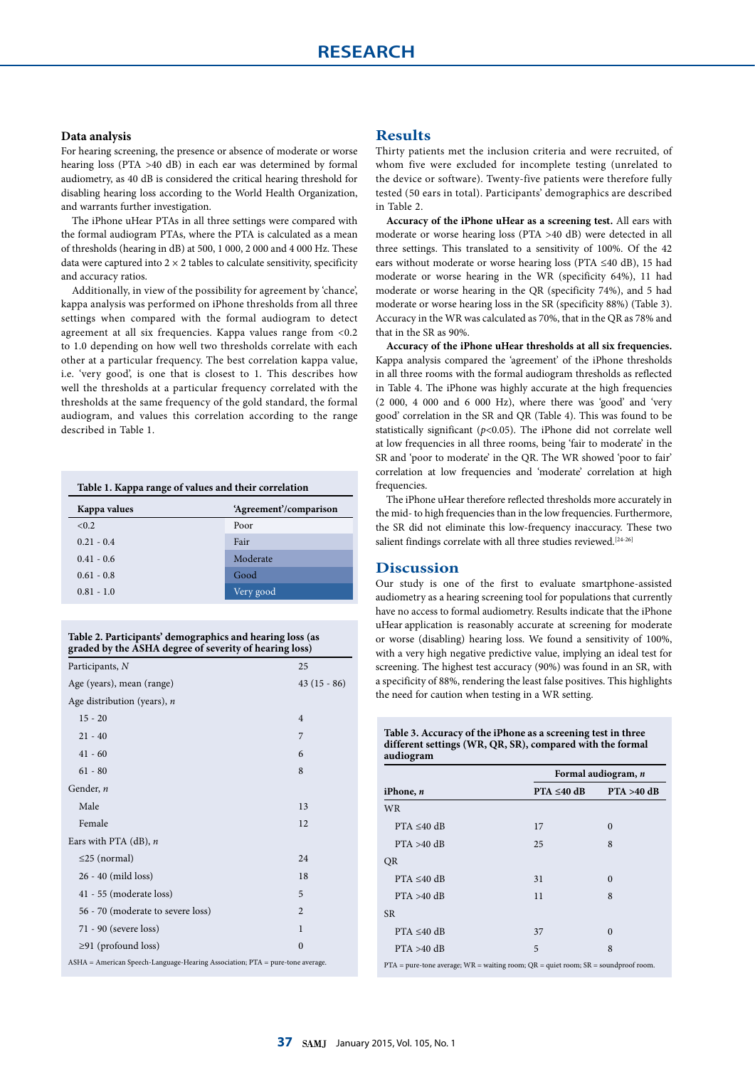### Data analysis

For hearing screening, the presence or absence of moderate or worse hearing loss (PTA >40 dB) in each ear was determined by formal audiometry, as 40 dB is considered the critical hearing threshold for disabling hearing loss according to the World Health Organization, and warrants further investigation.

The iPhone uHear PTAs in all three settings were compared with the formal audiogram PTAs, where the PTA is calculated as a mean of thresholds (hearing in dB) at 500, 1 000, 2 000 and 4 000 Hz. These data were captured into 2 × 2 tables to calculate sensitivity, specificity and accuracy ratios.

Additionally, in view of the possibility for agreement by 'chance', kappa analysis was performed on iPhone thresholds from all three settings when compared with the formal audiogram to detect agreement at all six frequencies. Kappa values range from <0.2 to 1.0 depending on how well two thresholds correlate with each other at a particular frequency. The best correlation kappa value, i.e. 'very good', is one that is closest to 1. This describes how well the thresholds at a particular frequency correlated with the thresholds at the same frequency of the gold standard, the formal audiogram, and values this correlation according to the range described in Table 1.

**Table 1. Kappa range of values and their correlation**

| Kappa values | 'Agreement'/comparison |
|---|---|
| <0.2 | Poor |
| 0.21 - 0.4 | Fair |
| 0.41 - 0.6 | Moderate |
| 0.61 - 0.8 | Good |
| 0.81 - 1.0 | Very good |

**Table 2. Participants' demographics and hearing loss (as graded by the ASHA degree of severity of hearing loss)**

| | |
|---|---|
| Participants, *N* | 25 |
| Age (years), mean (range) | 43 (15 - 86) |
| Age distribution (years), *n* | |
| 15 - 20 | 4 |
| 21 - 40 | 7 |
| 41 - 60 | 6 |
| 61 - 80 | 8 |
| Gender, *n* | |
| Male | 13 |
| Female | 12 |
| Ears with PTA (dB), *n* | |
| ≤25 (normal) | 24 |
| 26 - 40 (mild loss) | 18 |
| 41 - 55 (moderate loss) | 5 |
| 56 - 70 (moderate to severe loss) | 2 |
| 71 - 90 (severe loss) | 1 |
| ≥91 (profound loss) | 0 |

ASHA = American Speech-Language-Hearing Association; PTA = pure-tone average.

## Results

Thirty patients met the inclusion criteria and were recruited, of whom five were excluded for incomplete testing (unrelated to the device or software). Twenty-five patients were therefore fully tested (50 ears in total). Participants' demographics are described in Table 2.

**Accuracy of the iPhone uHear as a screening test.** All ears with moderate or worse hearing loss (PTA >40 dB) were detected in all three settings. This translated to a sensitivity of 100%. Of the 42 ears without moderate or worse hearing loss (PTA ≤40 dB), 15 had moderate or worse hearing in the WR (specificity 64%), 11 had moderate or worse hearing in the QR (specificity 74%), and 5 had moderate or worse hearing loss in the SR (specificity 88%) (Table 3). Accuracy in the WR was calculated as 70%, that in the QR as 78% and that in the SR as 90%.

**Accuracy of the iPhone uHear thresholds at all six frequencies.** Kappa analysis compared the 'agreement' of the iPhone thresholds in all three rooms with the formal audiogram thresholds as reflected in Table 4. The iPhone was highly accurate at the high frequencies (2 000, 4 000 and 6 000 Hz), where there was 'good' and 'very good' correlation in the SR and QR (Table 4). This was found to be statistically significant ($p$<0.05). The iPhone did not correlate well at low frequencies in all three rooms, being 'fair to moderate' in the SR and 'poor to moderate' in the QR. The WR showed 'poor to fair' correlation at low frequencies and 'moderate' correlation at high frequencies.

The iPhone uHear therefore reflected thresholds more accurately in the mid- to high frequencies than in the low frequencies. Furthermore, the SR did not eliminate this low-frequency inaccuracy. These two salient findings correlate with all three studies reviewed.[24-26]

## Discussion

Our study is one of the first to evaluate smartphone-assisted audiometry as a hearing screening tool for populations that currently have no access to formal audiometry. Results indicate that the iPhone uHear application is reasonably accurate at screening for moderate or worse (disabling) hearing loss. We found a sensitivity of 100%, with a very high negative predictive value, implying an ideal test for screening. The highest test accuracy (90%) was found in an SR, with a specificity of 88%, rendering the least false positives. This highlights the need for caution when testing in a WR setting.

**Table 3. Accuracy of the iPhone as a screening test in three different settings (WR, QR, SR), compared with the formal audiogram**

| | Formal audiogram, *n* | |
|---|---|---|
| **iPhone, *n*** | **PTA ≤40 dB** | **PTA >40 dB** |
| WR | | |
| PTA ≤40 dB | 17 | 0 |
| PTA >40 dB | 25 | 8 |
| QR | | |
| PTA ≤40 dB | 31 | 0 |
| PTA >40 dB | 11 | 8 |
| SR | | |
| PTA ≤40 dB | 37 | 0 |
| PTA >40 dB | 5 | 8 |

PTA = pure-tone average; WR = waiting room; QR = quiet room; SR = soundproof room.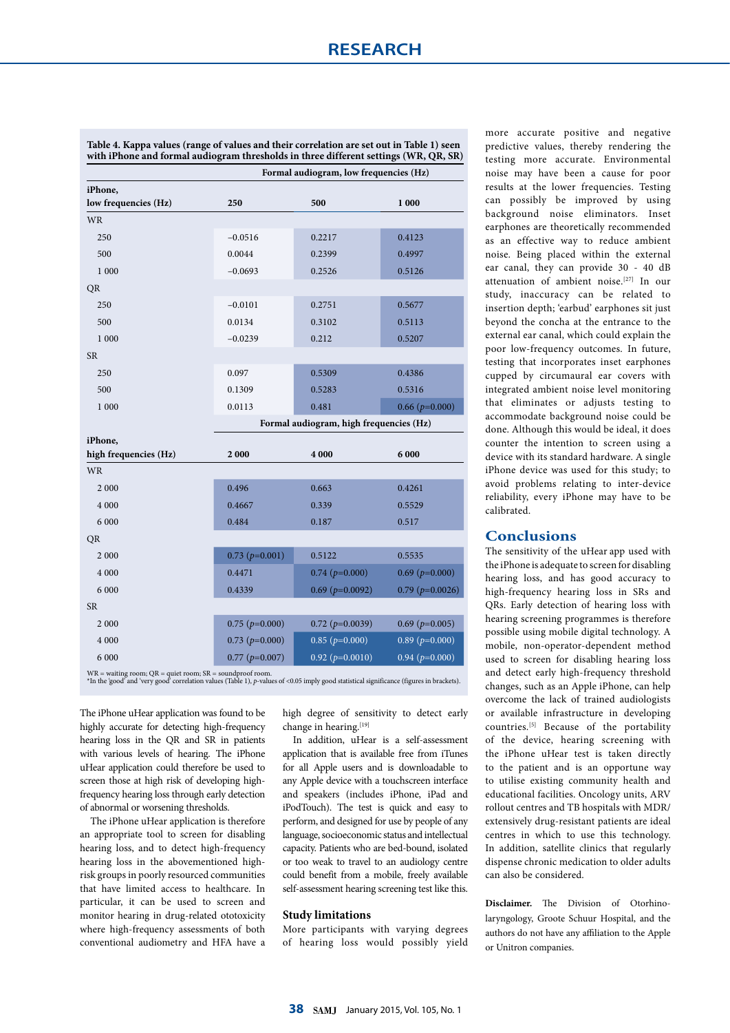**Table 4. Kappa values (range of values and their correlation are set out in Table 1) seen with iPhone and formal audiogram thresholds in three different settings (WR, QR, SR)**

| iPhone, low frequencies (Hz) | Formal audiogram, low frequencies (Hz) 250 | 500 | 1 000 |
|---|---|---|---|
| WR | | | |
| 250 | −0.0516 | 0.2217 | 0.4123 |
| 500 | 0.0044 | 0.2399 | 0.4997 |
| 1 000 | −0.0693 | 0.2526 | 0.5126 |
| QR | | | |
| 250 | −0.0101 | 0.2751 | 0.5677 |
| 500 | 0.0134 | 0.3102 | 0.5113 |
| 1 000 | −0.0239 | 0.212 | 0.5207 |
| SR | | | |
| 250 | 0.097 | 0.5309 | 0.4386 |
| 500 | 0.1309 | 0.5283 | 0.5316 |
| 1 000 | 0.0113 | 0.481 | 0.66 (*p*=0.000) |
| **iPhone, high frequencies (Hz)** | **Formal audiogram, high frequencies (Hz) 2 000** | **4 000** | **6 000** |
| WR | | | |
| 2 000 | 0.496 | 0.663 | 0.4261 |
| 4 000 | 0.4667 | 0.339 | 0.5529 |
| 6 000 | 0.484 | 0.187 | 0.517 |
| QR | | | |
| 2 000 | 0.73 (*p*=0.001) | 0.5122 | 0.5535 |
| 4 000 | 0.4471 | 0.74 (*p*=0.000) | 0.69 (*p*=0.000) |
| 6 000 | 0.4339 | 0.69 (*p*=0.0092) | 0.79 (*p*=0.0026) |
| SR | | | |
| 2 000 | 0.75 (*p*=0.000) | 0.72 (*p*=0.0039) | 0.69 (*p*=0.005) |
| 4 000 | 0.73 (*p*=0.000) | 0.85 (*p*=0.000) | 0.89 (*p*=0.000) |
| 6 000 | 0.77 (*p*=0.007) | 0.92 (*p*=0.0010) | 0.94 (*p*=0.000) |

WR = waiting room; QR = quiet room; SR = soundproof room.
*In the 'good' and 'very good' correlation values (Table 1), *p*-values of <0.05 imply good statistical significance (figures in brackets).

The iPhone uHear application was found to be highly accurate for detecting high-frequency hearing loss in the QR and SR in patients with various levels of hearing. The iPhone uHear application could therefore be used to screen those at high risk of developing high-frequency hearing loss through early detection of abnormal or worsening thresholds.

The iPhone uHear application is therefore an appropriate tool to screen for disabling hearing loss, and to detect high-frequency hearing loss in the abovementioned high-risk groups in poorly resourced communities that have limited access to healthcare. In particular, it can be used to screen and monitor hearing in drug-related ototoxicity where high-frequency assessments of both conventional audiometry and HFA have a high degree of sensitivity to detect early change in hearing.[19]

In addition, uHear is a self-assessment application that is available free from iTunes for all Apple users and is downloadable to any Apple device with a touchscreen interface and speakers (includes iPhone, iPad and iPodTouch). The test is quick and easy to perform, and designed for use by people of any language, socioeconomic status and intellectual capacity. Patients who are bed-bound, isolated or too weak to travel to an audiology centre could benefit from a mobile, freely available self-assessment hearing screening test like this.

### Study limitations

More participants with varying degrees of hearing loss would possibly yield more accurate positive and negative predictive values, thereby rendering the testing more accurate. Environmental noise may have been a cause for poor results at the lower frequencies. Testing can possibly be improved by using background noise eliminators. Inset earphones are theoretically recommended as an effective way to reduce ambient noise. Being placed within the external ear canal, they can provide 30 - 40 dB attenuation of ambient noise.[27] In our study, inaccuracy can be related to insertion depth; 'earbud' earphones sit just beyond the concha at the entrance to the external ear canal, which could explain the poor low-frequency outcomes. In future, testing that incorporates inset earphones cupped by circumaural ear covers with integrated ambient noise level monitoring that eliminates or adjusts testing to accommodate background noise could be done. Although this would be ideal, it does counter the intention to screen using a device with its standard hardware. A single iPhone device was used for this study; to avoid problems relating to inter-device reliability, every iPhone may have to be calibrated.

## Conclusions

The sensitivity of the uHear app used with the iPhone is adequate to screen for disabling hearing loss, and has good accuracy to high-frequency hearing loss in SRs and QRs. Early detection of hearing loss with hearing screening programmes is therefore possible using mobile digital technology. A mobile, non-operator-dependent method used to screen for disabling hearing loss and detect early high-frequency threshold changes, such as an Apple iPhone, can help overcome the lack of trained audiologists or available infrastructure in developing countries.[5] Because of the portability of the device, hearing screening with the iPhone uHear test is taken directly to the patient and is an opportune way to utilise existing community health and educational facilities. Oncology units, ARV rollout centres and TB hospitals with MDR/extensively drug-resistant patients are ideal centres in which to use this technology. In addition, satellite clinics that regularly dispense chronic medication to older adults can also be considered.

**Disclaimer.** The Division of Otorhinolaryngology, Groote Schuur Hospital, and the authors do not have any affiliation to the Apple or Unitron companies.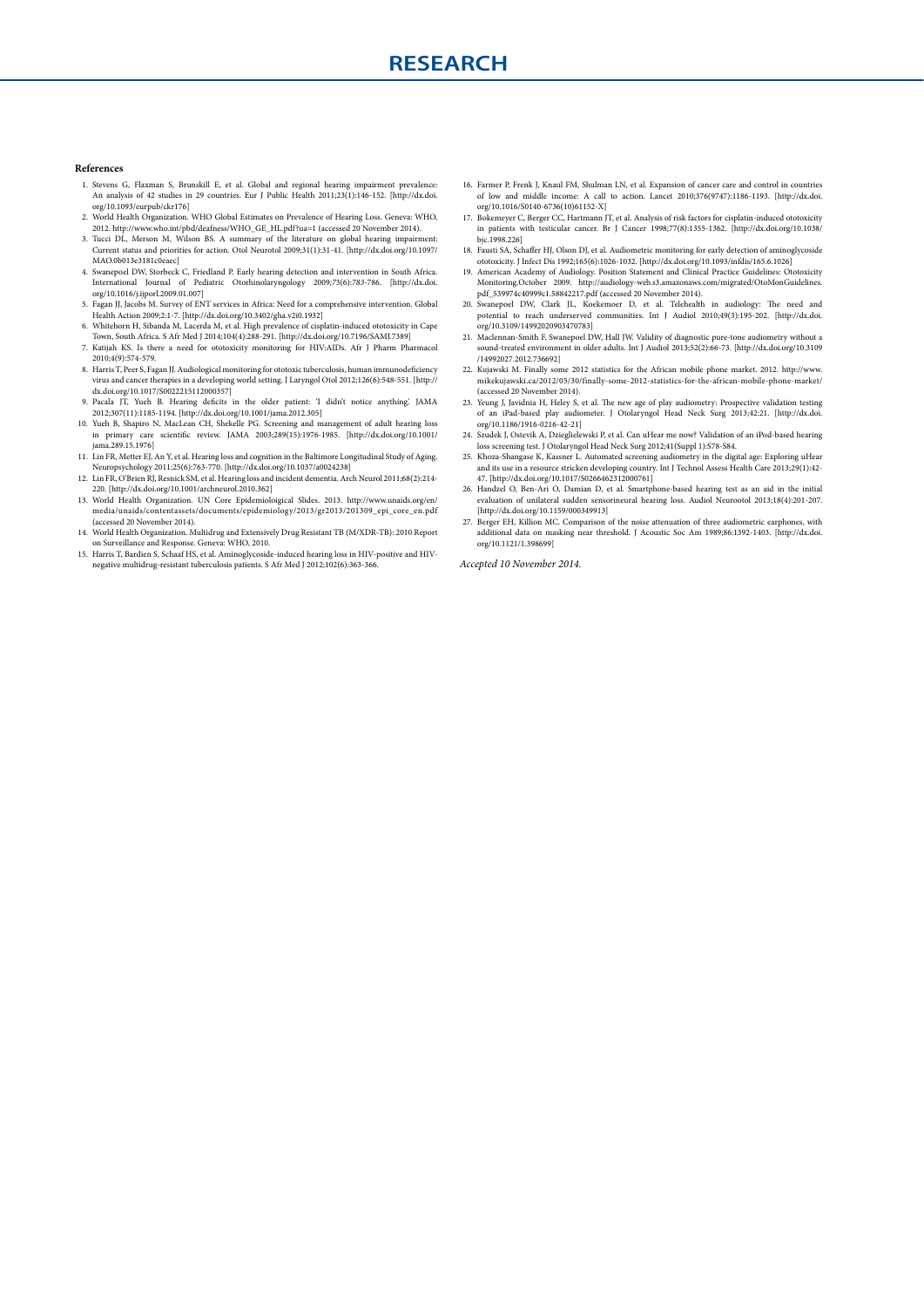## References

1. Stevens G, Flaxman S, Brunskill E, et al. Global and regional hearing impairment prevalence: An analysis of 42 studies in 29 countries. Eur J Public Health 2011;23(1):146-152. [http://dx.doi.org/10.1093/eurpub/ckr176]
2. World Health Organization. WHO Global Estimates on Prevalence of Hearing Loss. Geneva: WHO, 2012. http://www.who.int/pbd/deafness/WHO_GE_HL.pdf?ua=1 (accessed 20 November 2014).
3. Tucci DL, Merson M, Wilson BS. A summary of the literature on global hearing impairment: Current status and priorities for action. Otol Neurotol 2009;31(1):31-41. [http://dx.doi.org/10.1097/MAO.0b013e3181c0eaec]
4. Swanepoel DW, Storbeck C, Friedland P. Early hearing detection and intervention in South Africa. International Journal of Pediatric Otorhinolaryngology 2009;73(6):783-786. [http://dx.doi.org/10.1016/j.ijporl.2009.01.007]
5. Fagan JJ, Jacobs M. Survey of ENT services in Africa: Need for a comprehensive intervention. Global Health Action 2009;2:1-7. [http://dx.doi.org/10.3402/gha.v2i0.1932]
6. Whitehorn H, Sibanda M, Lacerda M, et al. High prevalence of cisplatin-induced ototoxicity in Cape Town, South Africa. S Afr Med J 2014;104(4):288-291. [http://dx.doi.org/10.7196/SAMJ.7389]
7. Katijah KS. Is there a need for ototoxicity monitoring for HIV:AIDs. Afr J Pharm Pharmacol 2010;4(9):574-579.
8. Harris T, Peer S, Fagan JJ. Audiological monitoring for ototoxic tuberculosis, human immunodeficiency virus and cancer therapies in a developing world setting. J Laryngol Otol 2012;126(6):548-551. [http://dx.doi.org/10.1017/S0022215112000357]
9. Pacala JT, Yueh B. Hearing deficits in the older patient: 'I didn't notice anything.' JAMA 2012;307(11):1185-1194. [http://dx.doi.org/10.1001/jama.2012.305]
10. Yueh B, Shapiro N, MacLean CH, Shekelle PG. Screening and management of adult hearing loss in primary care scientific review. JAMA 2003;289(15):1976-1985. [http://dx.doi.org/10.1001/jama.289.15.1976]
11. Lin FR, Metter EJ, An Y, et al. Hearing loss and cognition in the Baltimore Longitudinal Study of Aging. Neuropsychology 2011;25(6):763-770. [http://dx.doi.org/10.1037/a0024238]
12. Lin FR, O'Brien RJ, Resnick SM, et al. Hearing loss and incident dementia. Arch Neurol 2011;68(2):214-220. [http://dx.doi.org/10.1001/archneurol.2010.362]
13. World Health Organization. UN Core Epidemioloigical Slides. 2013. http://www.unaids.org/en/media/unaids/contentassets/documents/epidemiology/2013/gr2013/201309_epi_core_en.pdf (accessed 20 November 2014).
14. World Health Organization. Multidrug and Extensively Drug Resistant TB (M/XDR-TB): 2010 Report on Surveillance and Response. Geneva: WHO, 2010.
15. Harris T, Bardien S, Schaaf HS, et al. Aminoglycoside-induced hearing loss in HIV-positive and HIV-negative multidrug-resistant tuberculosis patients. S Afr Med J 2012;102(6):363-366.
16. Farmer P, Frenk J, Knaul FM, Shulman LN, et al. Expansion of cancer care and control in countries of low and middle income: A call to action. Lancet 2010;376(9747):1186-1193. [http://dx.doi.org/10.1016/S0140-6736(10)61152-X]
17. Bokemeyer C, Berger CC, Hartmann JT, et al. Analysis of risk factors for cisplatin-induced ototoxicity in patients with testicular cancer. Br J Cancer 1998;77(8):1355-1362. [http://dx.doi.org/10.1038/bjc.1998.226]
18. Fausti SA, Schaffer HJ, Olson DJ, et al. Audiometric monitoring for early detection of aminoglycoside ototoxicity. J Infect Dis 1992;165(6):1026-1032. [http://dx.doi.org/10.1093/infdis/165.6.1026]
19. American Academy of Audiology. Position Statement and Clinical Practice Guidelines: Ototoxicity Monitoring.October 2009. http://audiology-web.s3.amazonaws.com/migrated/OtoMonGuidelines.pdf_539974c40999c1.58842217.pdf (accessed 20 November 2014).
20. Swanepoel DW, Clark JL, Koekemoer D, et al. Telehealth in audiology: The need and potential to reach underserved communities. Int J Audiol 2010;49(3):195-202. [http://dx.doi.org/10.3109/14992020903470783]
21. Maclennan-Smith F, Swanepoel DW, Hall JW. Validity of diagnostic pure-tone audiometry without a sound-treated environment in older adults. Int J Audiol 2013;52(2):66-73. [http://dx.doi.org/10.3109/14992027.2012.736692]
22. Kujawski M. Finally some 2012 statistics for the African mobile phone market. 2012. http://www.mikekujawski.ca/2012/05/30/finally-some-2012-statistics-for-the-african-mobile-phone-market/ (accessed 20 November 2014).
23. Yeung J, Javidnia H, Heley S, et al. The new age of play audiometry: Prospective validation testing of an iPad-based play audiometer. J Otolaryngol Head Neck Surg 2013;42:21. [http://dx.doi.org/10.1186/1916-0216-42-21]
24. Szudek J, Ostevik A, Dziegielewski P, et al. Can uHear me now? Validation of an iPod-based hearing loss screening test. J Otolaryngol Head Neck Surg 2012;41(Suppl 1):S78-S84.
25. Khoza-Shangase K, Kassner L. Automated screening audiometry in the digital age: Exploring uHear and its use in a resource stricken developing country. Int J Technol Assess Health Care 2013;29(1):42-47. [http://dx.doi.org/10.1017/S0266462312000761]
26. Handzel O, Ben-Ari O, Damian D, et al. Smartphone-based hearing test as an aid in the initial evaluation of unilateral sudden sensorineural hearing loss. Audiol Neurootol 2013;18(4):201-207. [http://dx.doi.org/10.1159/000349913]
27. Berger EH, Killion MC. Comparison of the noise attenuation of three audiometric earphones, with additional data on masking near threshold. J Acoustic Soc Am 1989;86:1392-1403. [http://dx.doi.org/10.1121/1.398699]

*Accepted 10 November 2014.*